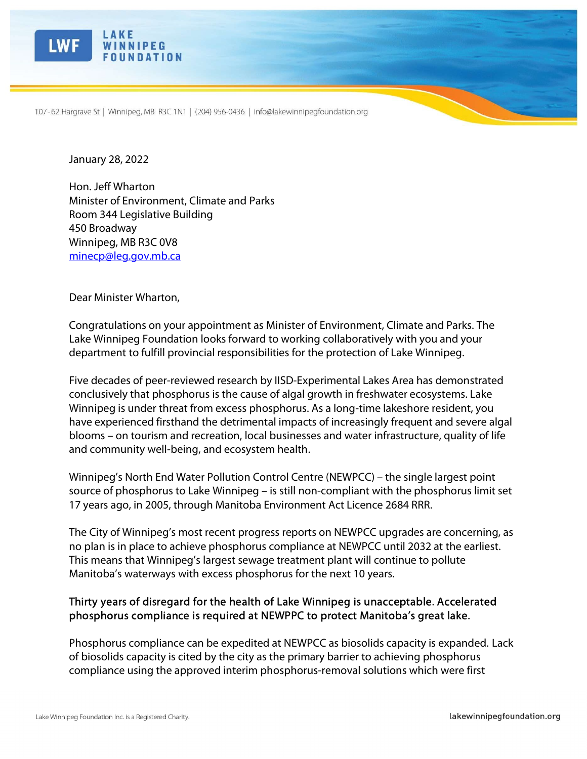**LAKE WINNIPEG FOUNDATION**

107-62 Hargrave St | Winnipeg, MB R3C 1N1 | (204) 956-0436 | info@lakewinnipegfoundation.org

January 28, 2022

Hon. Jeff Wharton  
Minister of Environment, Climate and Parks  
Room 344 Legislative Building  
450 Broadway  
Winnipeg, MB R3C 0V8  
minecp@leg.gov.mb.ca

Dear Minister Wharton,

Congratulations on your appointment as Minister of Environment, Climate and Parks. The Lake Winnipeg Foundation looks forward to working collaboratively with you and your department to fulfill provincial responsibilities for the protection of Lake Winnipeg.

Five decades of peer-reviewed research by IISD-Experimental Lakes Area has demonstrated conclusively that phosphorus is the cause of algal growth in freshwater ecosystems. Lake Winnipeg is under threat from excess phosphorus. As a long-time lakeshore resident, you have experienced firsthand the detrimental impacts of increasingly frequent and severe algal blooms – on tourism and recreation, local businesses and water infrastructure, quality of life and community well-being, and ecosystem health.

Winnipeg's North End Water Pollution Control Centre (NEWPCC) – the single largest point source of phosphorus to Lake Winnipeg – is still non-compliant with the phosphorus limit set 17 years ago, in 2005, through Manitoba Environment Act Licence 2684 RRR.

The City of Winnipeg's most recent progress reports on NEWPCC upgrades are concerning, as no plan is in place to achieve phosphorus compliance at NEWPCC until 2032 at the earliest. This means that Winnipeg's largest sewage treatment plant will continue to pollute Manitoba's waterways with excess phosphorus for the next 10 years.

**Thirty years of disregard for the health of Lake Winnipeg is unacceptable. Accelerated phosphorus compliance is required at NEWPPC to protect Manitoba's great lake.**

Phosphorus compliance can be expedited at NEWPCC as biosolids capacity is expanded. Lack of biosolids capacity is cited by the city as the primary barrier to achieving phosphorus compliance using the approved interim phosphorus-removal solutions which were first

Lake Winnipeg Foundation Inc. is a Registered Charity.

lakewinnipegfoundation.org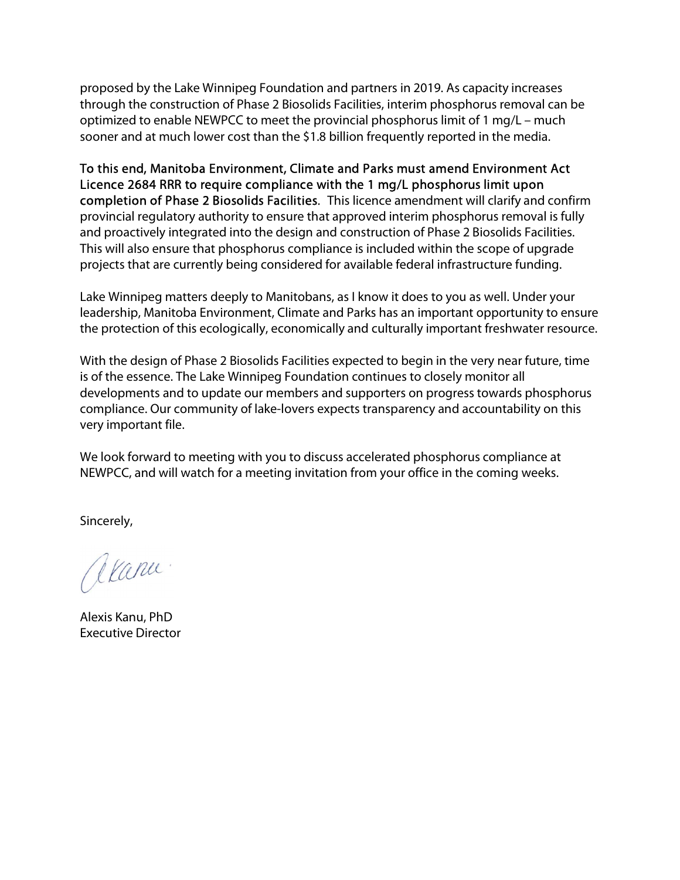proposed by the Lake Winnipeg Foundation and partners in 2019. As capacity increases through the construction of Phase 2 Biosolids Facilities, interim phosphorus removal can be optimized to enable NEWPCC to meet the provincial phosphorus limit of 1 mg/L – much sooner and at much lower cost than the $1.8 billion frequently reported in the media.

**To this end, Manitoba Environment, Climate and Parks must amend Environment Act Licence 2684 RRR to require compliance with the 1 mg/L phosphorus limit upon completion of Phase 2 Biosolids Facilities.** This licence amendment will clarify and confirm provincial regulatory authority to ensure that approved interim phosphorus removal is fully and proactively integrated into the design and construction of Phase 2 Biosolids Facilities. This will also ensure that phosphorus compliance is included within the scope of upgrade projects that are currently being considered for available federal infrastructure funding.

Lake Winnipeg matters deeply to Manitobans, as I know it does to you as well. Under your leadership, Manitoba Environment, Climate and Parks has an important opportunity to ensure the protection of this ecologically, economically and culturally important freshwater resource.

With the design of Phase 2 Biosolids Facilities expected to begin in the very near future, time is of the essence. The Lake Winnipeg Foundation continues to closely monitor all developments and to update our members and supporters on progress towards phosphorus compliance. Our community of lake-lovers expects transparency and accountability on this very important file.

We look forward to meeting with you to discuss accelerated phosphorus compliance at NEWPCC, and will watch for a meeting invitation from your office in the coming weeks.

Sincerely,

Alexis Kanu, PhD
Executive Director